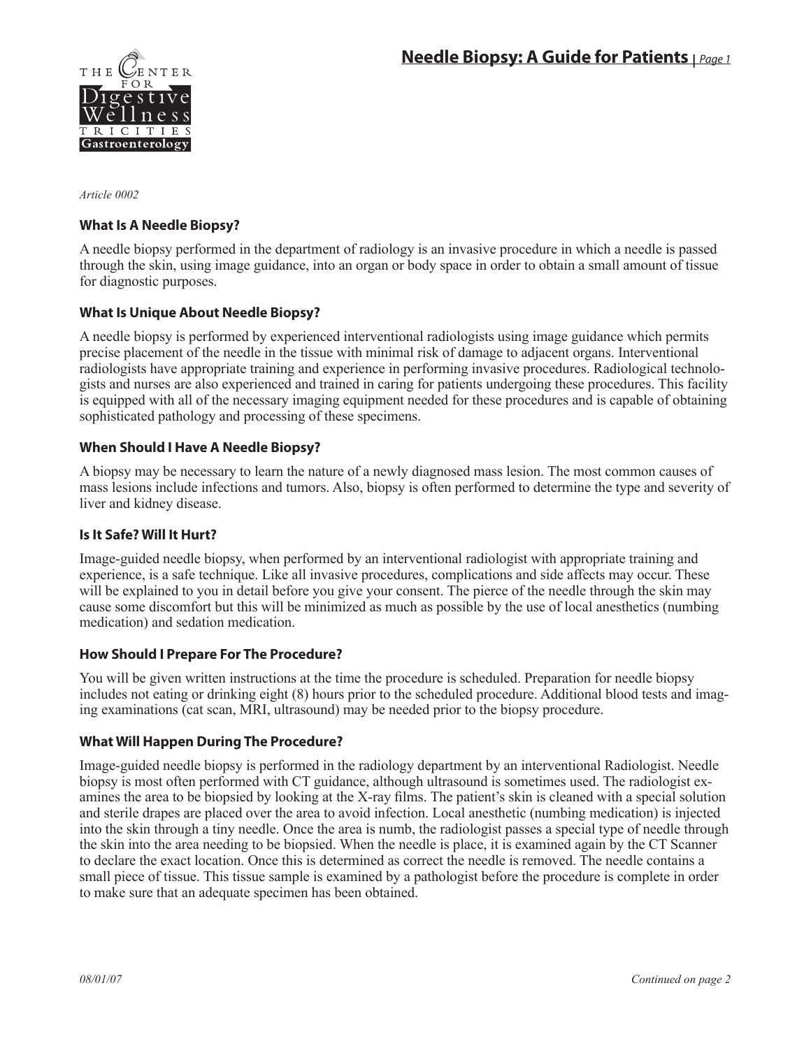# Needle Biopsy: A Guide for Patients

*Article 0002*

### What Is A Needle Biopsy?

A needle biopsy performed in the department of radiology is an invasive procedure in which a needle is passed through the skin, using image guidance, into an organ or body space in order to obtain a small amount of tissue for diagnostic purposes.

### What Is Unique About Needle Biopsy?

A needle biopsy is performed by experienced interventional radiologists using image guidance which permits precise placement of the needle in the tissue with minimal risk of damage to adjacent organs. Interventional radiologists have appropriate training and experience in performing invasive procedures. Radiological technologists and nurses are also experienced and trained in caring for patients undergoing these procedures. This facility is equipped with all of the necessary imaging equipment needed for these procedures and is capable of obtaining sophisticated pathology and processing of these specimens.

### When Should I Have A Needle Biopsy?

A biopsy may be necessary to learn the nature of a newly diagnosed mass lesion. The most common causes of mass lesions include infections and tumors. Also, biopsy is often performed to determine the type and severity of liver and kidney disease.

### Is It Safe? Will It Hurt?

Image-guided needle biopsy, when performed by an interventional radiologist with appropriate training and experience, is a safe technique. Like all invasive procedures, complications and side affects may occur. These will be explained to you in detail before you give your consent. The pierce of the needle through the skin may cause some discomfort but this will be minimized as much as possible by the use of local anesthetics (numbing medication) and sedation medication.

### How Should I Prepare For The Procedure?

You will be given written instructions at the time the procedure is scheduled. Preparation for needle biopsy includes not eating or drinking eight (8) hours prior to the scheduled procedure. Additional blood tests and imaging examinations (cat scan, MRI, ultrasound) may be needed prior to the biopsy procedure.

### What Will Happen During The Procedure?

Image-guided needle biopsy is performed in the radiology department by an interventional Radiologist. Needle biopsy is most often performed with CT guidance, although ultrasound is sometimes used. The radiologist examines the area to be biopsied by looking at the X-ray films. The patient's skin is cleaned with a special solution and sterile drapes are placed over the area to avoid infection. Local anesthetic (numbing medication) is injected into the skin through a tiny needle. Once the area is numb, the radiologist passes a special type of needle through the skin into the area needing to be biopsied. When the needle is place, it is examined again by the CT Scanner to declare the exact location. Once this is determined as correct the needle is removed. The needle contains a small piece of tissue. This tissue sample is examined by a pathologist before the procedure is complete in order to make sure that an adequate specimen has been obtained.

08/01/07

*Continued on page 2*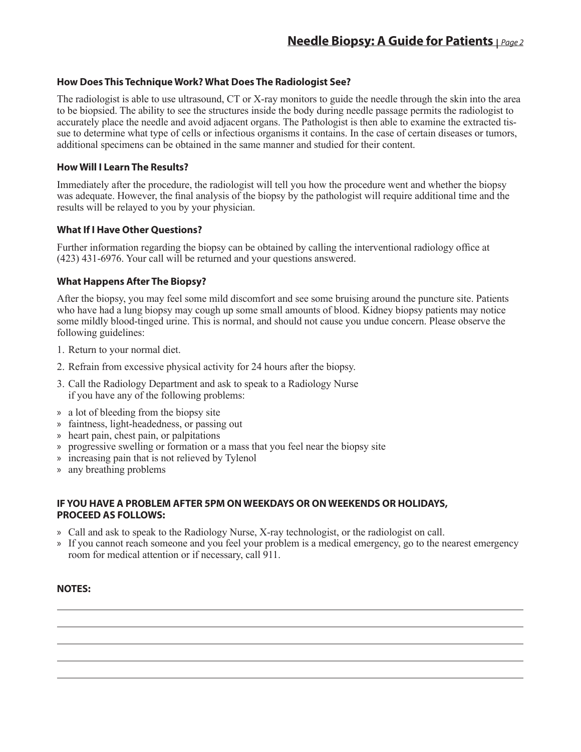### How Does This Technique Work? What Does The Radiologist See?

The radiologist is able to use ultrasound, CT or X-ray monitors to guide the needle through the skin into the area to be biopsied. The ability to see the structures inside the body during needle passage permits the radiologist to accurately place the needle and avoid adjacent organs. The Pathologist is then able to examine the extracted tissue to determine what type of cells or infectious organisms it contains. In the case of certain diseases or tumors, additional specimens can be obtained in the same manner and studied for their content.

### How Will I Learn The Results?

Immediately after the procedure, the radiologist will tell you how the procedure went and whether the biopsy was adequate. However, the final analysis of the biopsy by the pathologist will require additional time and the results will be relayed to you by your physician.

### What If I Have Other Questions?

Further information regarding the biopsy can be obtained by calling the interventional radiology office at (423) 431-6976. Your call will be returned and your questions answered.

### What Happens After The Biopsy?

After the biopsy, you may feel some mild discomfort and see some bruising around the puncture site. Patients who have had a lung biopsy may cough up some small amounts of blood. Kidney biopsy patients may notice some mildly blood-tinged urine. This is normal, and should not cause you undue concern. Please observe the following guidelines:

1. Return to your normal diet.
2. Refrain from excessive physical activity for 24 hours after the biopsy.
3. Call the Radiology Department and ask to speak to a Radiology Nurse if you have any of the following problems:

- a lot of bleeding from the biopsy site
- faintness, light-headedness, or passing out
- heart pain, chest pain, or palpitations
- progressive swelling or formation or a mass that you feel near the biopsy site
- increasing pain that is not relieved by Tylenol
- any breathing problems

### IF YOU HAVE A PROBLEM AFTER 5PM ON WEEKDAYS OR ON WEEKENDS OR HOLIDAYS, PROCEED AS FOLLOWS:

- Call and ask to speak to the Radiology Nurse, X-ray technologist, or the radiologist on call.
- If you cannot reach someone and you feel your problem is a medical emergency, go to the nearest emergency room for medical attention or if necessary, call 911.

### NOTES: